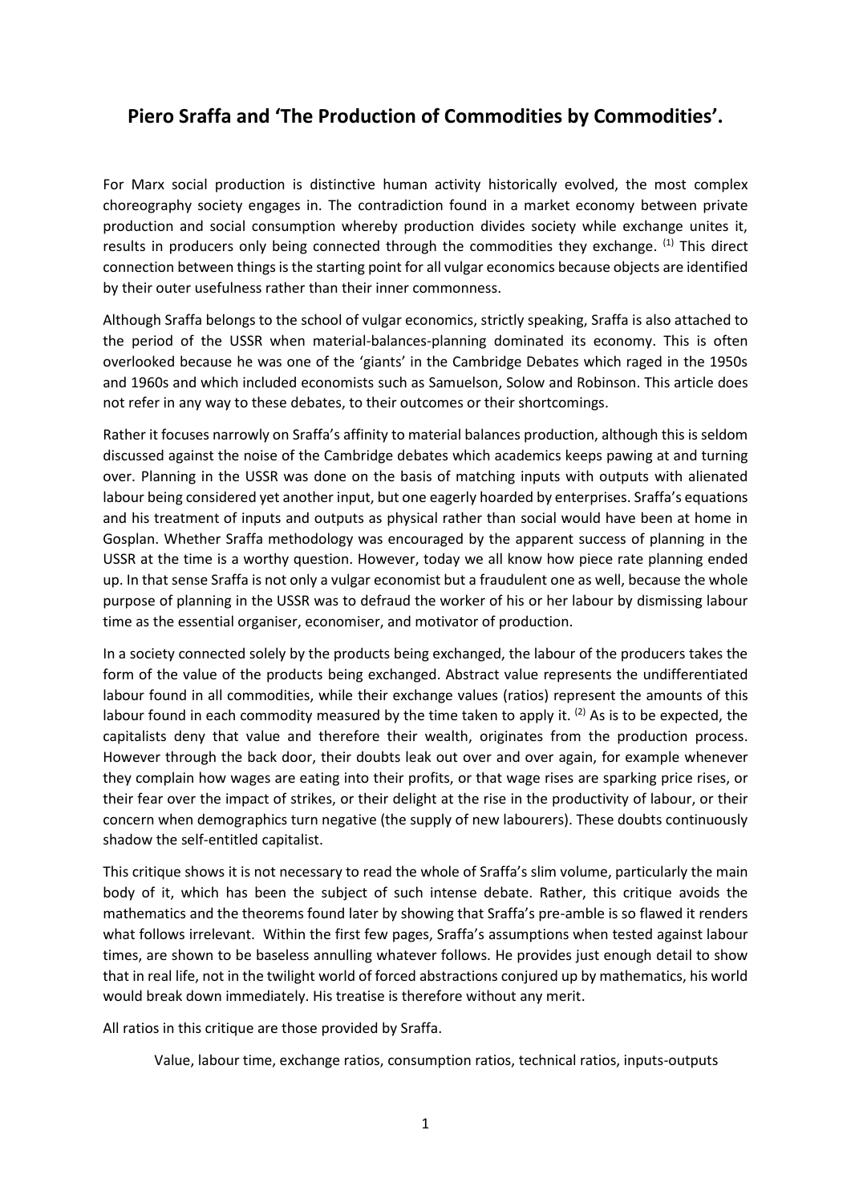# Piero Sraffa and 'The Production of Commodities by Commodities'.

For Marx social production is distinctive human activity historically evolved, the most complex choreography society engages in. The contradiction found in a market economy between private production and social consumption whereby production divides society while exchange unites it, results in producers only being connected through the commodities they exchange. [(1)] This direct connection between things is the starting point for all vulgar economics because objects are identified by their outer usefulness rather than their inner commonness.

Although Sraffa belongs to the school of vulgar economics, strictly speaking, Sraffa is also attached to the period of the USSR when material-balances-planning dominated its economy. This is often overlooked because he was one of the 'giants' in the Cambridge Debates which raged in the 1950s and 1960s and which included economists such as Samuelson, Solow and Robinson. This article does not refer in any way to these debates, to their outcomes or their shortcomings.

Rather it focuses narrowly on Sraffa's affinity to material balances production, although this is seldom discussed against the noise of the Cambridge debates which academics keeps pawing at and turning over. Planning in the USSR was done on the basis of matching inputs with outputs with alienated labour being considered yet another input, but one eagerly hoarded by enterprises. Sraffa's equations and his treatment of inputs and outputs as physical rather than social would have been at home in Gosplan. Whether Sraffa methodology was encouraged by the apparent success of planning in the USSR at the time is a worthy question. However, today we all know how piece rate planning ended up. In that sense Sraffa is not only a vulgar economist but a fraudulent one as well, because the whole purpose of planning in the USSR was to defraud the worker of his or her labour by dismissing labour time as the essential organiser, economiser, and motivator of production.

In a society connected solely by the products being exchanged, the labour of the producers takes the form of the value of the products being exchanged. Abstract value represents the undifferentiated labour found in all commodities, while their exchange values (ratios) represent the amounts of this labour found in each commodity measured by the time taken to apply it. [(2)] As is to be expected, the capitalists deny that value and therefore their wealth, originates from the production process. However through the back door, their doubts leak out over and over again, for example whenever they complain how wages are eating into their profits, or that wage rises are sparking price rises, or their fear over the impact of strikes, or their delight at the rise in the productivity of labour, or their concern when demographics turn negative (the supply of new labourers). These doubts continuously shadow the self-entitled capitalist.

This critique shows it is not necessary to read the whole of Sraffa's slim volume, particularly the main body of it, which has been the subject of such intense debate. Rather, this critique avoids the mathematics and the theorems found later by showing that Sraffa's pre-amble is so flawed it renders what follows irrelevant. Within the first few pages, Sraffa's assumptions when tested against labour times, are shown to be baseless annulling whatever follows. He provides just enough detail to show that in real life, not in the twilight world of forced abstractions conjured up by mathematics, his world would break down immediately. His treatise is therefore without any merit.

All ratios in this critique are those provided by Sraffa.

Value, labour time, exchange ratios, consumption ratios, technical ratios, inputs-outputs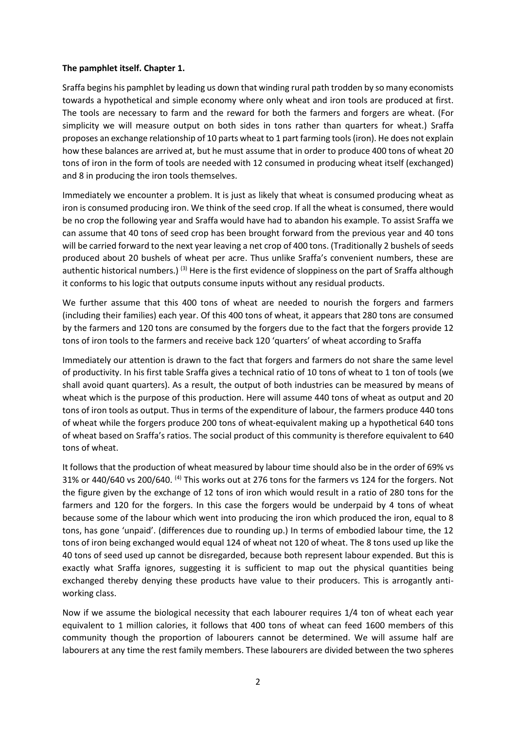**The pamphlet itself. Chapter 1.**

Sraffa begins his pamphlet by leading us down that winding rural path trodden by so many economists towards a hypothetical and simple economy where only wheat and iron tools are produced at first. The tools are necessary to farm and the reward for both the farmers and forgers are wheat. (For simplicity we will measure output on both sides in tons rather than quarters for wheat.) Sraffa proposes an exchange relationship of 10 parts wheat to 1 part farming tools (iron). He does not explain how these balances are arrived at, but he must assume that in order to produce 400 tons of wheat 20 tons of iron in the form of tools are needed with 12 consumed in producing wheat itself (exchanged) and 8 in producing the iron tools themselves.

Immediately we encounter a problem. It is just as likely that wheat is consumed producing wheat as iron is consumed producing iron. We think of the seed crop. If all the wheat is consumed, there would be no crop the following year and Sraffa would have had to abandon his example. To assist Sraffa we can assume that 40 tons of seed crop has been brought forward from the previous year and 40 tons will be carried forward to the next year leaving a net crop of 400 tons. (Traditionally 2 bushels of seeds produced about 20 bushels of wheat per acre. Thus unlike Sraffa's convenient numbers, these are authentic historical numbers.) [3] Here is the first evidence of sloppiness on the part of Sraffa although it conforms to his logic that outputs consume inputs without any residual products.

We further assume that this 400 tons of wheat are needed to nourish the forgers and farmers (including their families) each year. Of this 400 tons of wheat, it appears that 280 tons are consumed by the farmers and 120 tons are consumed by the forgers due to the fact that the forgers provide 12 tons of iron tools to the farmers and receive back 120 'quarters' of wheat according to Sraffa

Immediately our attention is drawn to the fact that forgers and farmers do not share the same level of productivity. In his first table Sraffa gives a technical ratio of 10 tons of wheat to 1 ton of tools (we shall avoid quant quarters). As a result, the output of both industries can be measured by means of wheat which is the purpose of this production. Here will assume 440 tons of wheat as output and 20 tons of iron tools as output. Thus in terms of the expenditure of labour, the farmers produce 440 tons of wheat while the forgers produce 200 tons of wheat-equivalent making up a hypothetical 640 tons of wheat based on Sraffa's ratios. The social product of this community is therefore equivalent to 640 tons of wheat.

It follows that the production of wheat measured by labour time should also be in the order of 69% vs 31% or 440/640 vs 200/640. [4] This works out at 276 tons for the farmers vs 124 for the forgers. Not the figure given by the exchange of 12 tons of iron which would result in a ratio of 280 tons for the farmers and 120 for the forgers. In this case the forgers would be underpaid by 4 tons of wheat because some of the labour which went into producing the iron which produced the iron, equal to 8 tons, has gone 'unpaid'. (differences due to rounding up.) In terms of embodied labour time, the 12 tons of iron being exchanged would equal 124 of wheat not 120 of wheat. The 8 tons used up like the 40 tons of seed used up cannot be disregarded, because both represent labour expended. But this is exactly what Sraffa ignores, suggesting it is sufficient to map out the physical quantities being exchanged thereby denying these products have value to their producers. This is arrogantly anti-working class.

Now if we assume the biological necessity that each labourer requires 1/4 ton of wheat each year equivalent to 1 million calories, it follows that 400 tons of wheat can feed 1600 members of this community though the proportion of labourers cannot be determined. We will assume half are labourers at any time the rest family members. These labourers are divided between the two spheres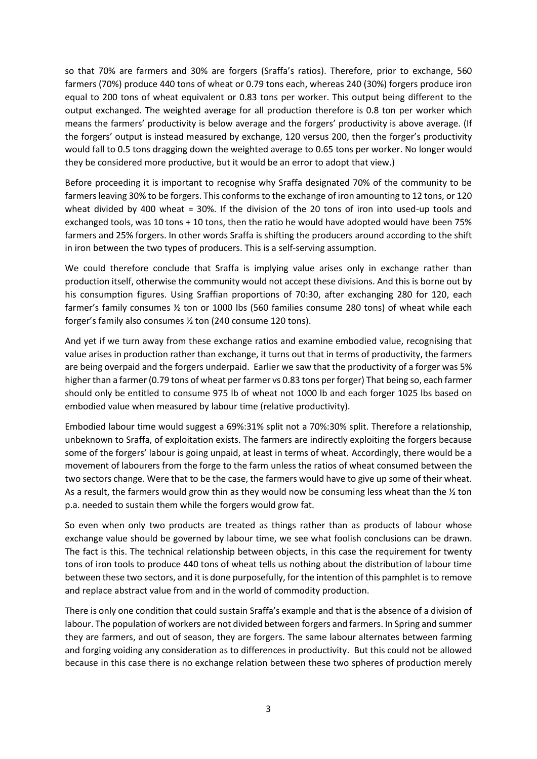so that 70% are farmers and 30% are forgers (Sraffa's ratios). Therefore, prior to exchange, 560 farmers (70%) produce 440 tons of wheat or 0.79 tons each, whereas 240 (30%) forgers produce iron equal to 200 tons of wheat equivalent or 0.83 tons per worker. This output being different to the output exchanged. The weighted average for all production therefore is 0.8 ton per worker which means the farmers' productivity is below average and the forgers' productivity is above average. (If the forgers' output is instead measured by exchange, 120 versus 200, then the forger's productivity would fall to 0.5 tons dragging down the weighted average to 0.65 tons per worker. No longer would they be considered more productive, but it would be an error to adopt that view.)

Before proceeding it is important to recognise why Sraffa designated 70% of the community to be farmers leaving 30% to be forgers. This conforms to the exchange of iron amounting to 12 tons, or 120 wheat divided by 400 wheat = 30%. If the division of the 20 tons of iron into used-up tools and exchanged tools, was 10 tons + 10 tons, then the ratio he would have adopted would have been 75% farmers and 25% forgers. In other words Sraffa is shifting the producers around according to the shift in iron between the two types of producers. This is a self-serving assumption.

We could therefore conclude that Sraffa is implying value arises only in exchange rather than production itself, otherwise the community would not accept these divisions. And this is borne out by his consumption figures. Using Sraffian proportions of 70:30, after exchanging 280 for 120, each farmer's family consumes ½ ton or 1000 lbs (560 families consume 280 tons) of wheat while each forger's family also consumes ½ ton (240 consume 120 tons).

And yet if we turn away from these exchange ratios and examine embodied value, recognising that value arises in production rather than exchange, it turns out that in terms of productivity, the farmers are being overpaid and the forgers underpaid. Earlier we saw that the productivity of a forger was 5% higher than a farmer (0.79 tons of wheat per farmer vs 0.83 tons per forger) That being so, each farmer should only be entitled to consume 975 lb of wheat not 1000 lb and each forger 1025 lbs based on embodied value when measured by labour time (relative productivity).

Embodied labour time would suggest a 69%:31% split not a 70%:30% split. Therefore a relationship, unbeknown to Sraffa, of exploitation exists. The farmers are indirectly exploiting the forgers because some of the forgers' labour is going unpaid, at least in terms of wheat. Accordingly, there would be a movement of labourers from the forge to the farm unless the ratios of wheat consumed between the two sectors change. Were that to be the case, the farmers would have to give up some of their wheat. As a result, the farmers would grow thin as they would now be consuming less wheat than the ½ ton p.a. needed to sustain them while the forgers would grow fat.

So even when only two products are treated as things rather than as products of labour whose exchange value should be governed by labour time, we see what foolish conclusions can be drawn. The fact is this. The technical relationship between objects, in this case the requirement for twenty tons of iron tools to produce 440 tons of wheat tells us nothing about the distribution of labour time between these two sectors, and it is done purposefully, for the intention of this pamphlet is to remove and replace abstract value from and in the world of commodity production.

There is only one condition that could sustain Sraffa's example and that is the absence of a division of labour. The population of workers are not divided between forgers and farmers. In Spring and summer they are farmers, and out of season, they are forgers. The same labour alternates between farming and forging voiding any consideration as to differences in productivity. But this could not be allowed because in this case there is no exchange relation between these two spheres of production merely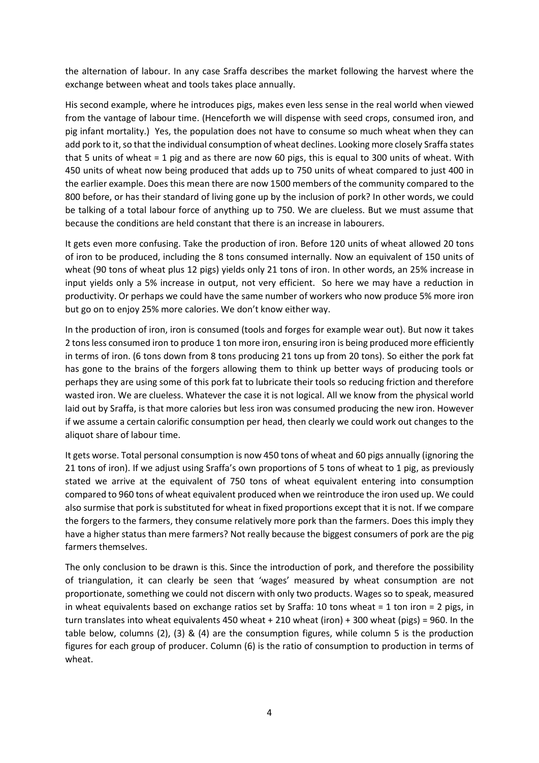the alternation of labour. In any case Sraffa describes the market following the harvest where the exchange between wheat and tools takes place annually.

His second example, where he introduces pigs, makes even less sense in the real world when viewed from the vantage of labour time. (Henceforth we will dispense with seed crops, consumed iron, and pig infant mortality.) Yes, the population does not have to consume so much wheat when they can add pork to it, so that the individual consumption of wheat declines. Looking more closely Sraffa states that 5 units of wheat = 1 pig and as there are now 60 pigs, this is equal to 300 units of wheat. With 450 units of wheat now being produced that adds up to 750 units of wheat compared to just 400 in the earlier example. Does this mean there are now 1500 members of the community compared to the 800 before, or has their standard of living gone up by the inclusion of pork? In other words, we could be talking of a total labour force of anything up to 750. We are clueless. But we must assume that because the conditions are held constant that there is an increase in labourers.

It gets even more confusing. Take the production of iron. Before 120 units of wheat allowed 20 tons of iron to be produced, including the 8 tons consumed internally. Now an equivalent of 150 units of wheat (90 tons of wheat plus 12 pigs) yields only 21 tons of iron. In other words, an 25% increase in input yields only a 5% increase in output, not very efficient. So here we may have a reduction in productivity. Or perhaps we could have the same number of workers who now produce 5% more iron but go on to enjoy 25% more calories. We don't know either way.

In the production of iron, iron is consumed (tools and forges for example wear out). But now it takes 2 tons less consumed iron to produce 1 ton more iron, ensuring iron is being produced more efficiently in terms of iron. (6 tons down from 8 tons producing 21 tons up from 20 tons). So either the pork fat has gone to the brains of the forgers allowing them to think up better ways of producing tools or perhaps they are using some of this pork fat to lubricate their tools so reducing friction and therefore wasted iron. We are clueless. Whatever the case it is not logical. All we know from the physical world laid out by Sraffa, is that more calories but less iron was consumed producing the new iron. However if we assume a certain calorific consumption per head, then clearly we could work out changes to the aliquot share of labour time.

It gets worse. Total personal consumption is now 450 tons of wheat and 60 pigs annually (ignoring the 21 tons of iron). If we adjust using Sraffa's own proportions of 5 tons of wheat to 1 pig, as previously stated we arrive at the equivalent of 750 tons of wheat equivalent entering into consumption compared to 960 tons of wheat equivalent produced when we reintroduce the iron used up. We could also surmise that pork is substituted for wheat in fixed proportions except that it is not. If we compare the forgers to the farmers, they consume relatively more pork than the farmers. Does this imply they have a higher status than mere farmers? Not really because the biggest consumers of pork are the pig farmers themselves.

The only conclusion to be drawn is this. Since the introduction of pork, and therefore the possibility of triangulation, it can clearly be seen that 'wages' measured by wheat consumption are not proportionate, something we could not discern with only two products. Wages so to speak, measured in wheat equivalents based on exchange ratios set by Sraffa: 10 tons wheat = 1 ton iron = 2 pigs, in turn translates into wheat equivalents 450 wheat + 210 wheat (iron) + 300 wheat (pigs) = 960. In the table below, columns (2), (3) & (4) are the consumption figures, while column 5 is the production figures for each group of producer. Column (6) is the ratio of consumption to production in terms of wheat.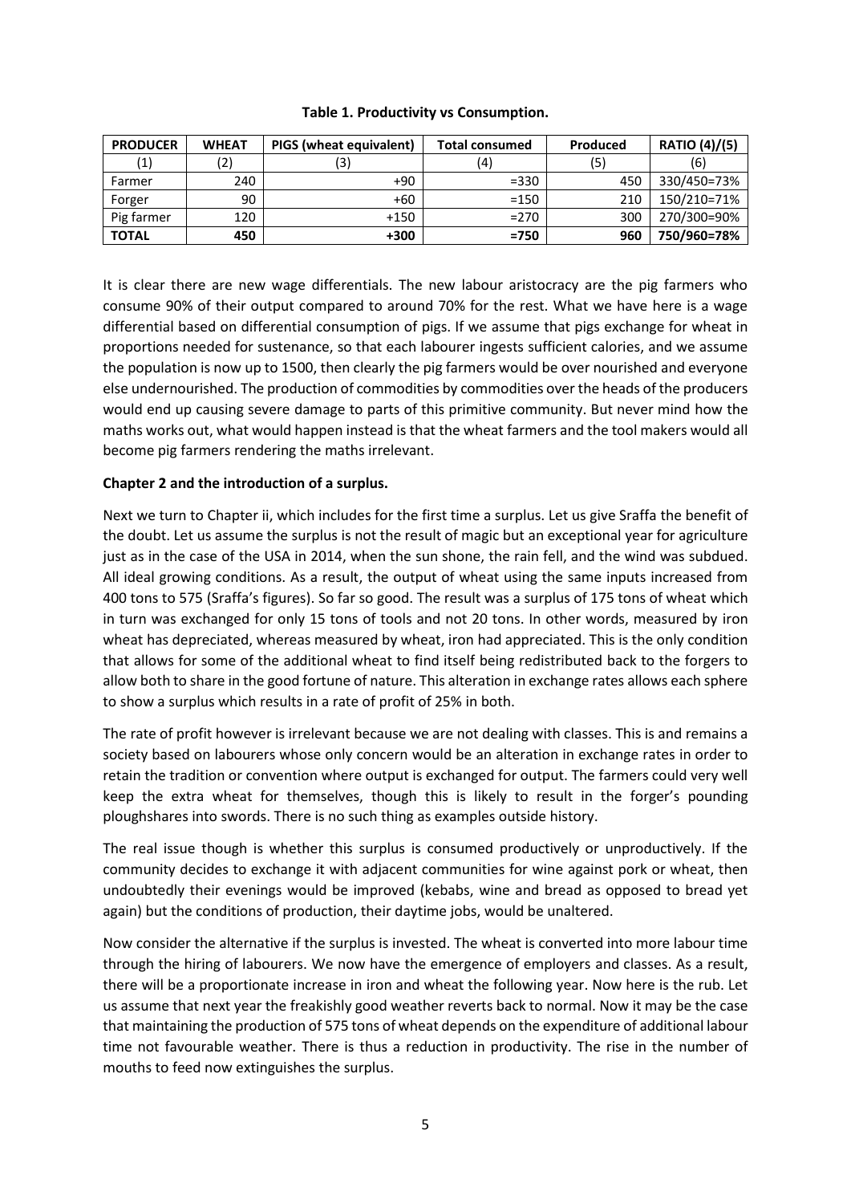**Table 1. Productivity vs Consumption.**

| PRODUCER | WHEAT | PIGS (wheat equivalent) | Total consumed | Produced | RATIO (4)/(5) |
|---|---|---|---|---|---|
| (1) | (2) | (3) | (4) | (5) | (6) |
| Farmer | 240 | +90 | =330 | 450 | 330/450=73% |
| Forger | 90 | +60 | =150 | 210 | 150/210=71% |
| Pig farmer | 120 | +150 | =270 | 300 | 270/300=90% |
| **TOTAL** | **450** | **+300** | **=750** | **960** | **750/960=78%** |

It is clear there are new wage differentials. The new labour aristocracy are the pig farmers who consume 90% of their output compared to around 70% for the rest. What we have here is a wage differential based on differential consumption of pigs. If we assume that pigs exchange for wheat in proportions needed for sustenance, so that each labourer ingests sufficient calories, and we assume the population is now up to 1500, then clearly the pig farmers would be over nourished and everyone else undernourished. The production of commodities by commodities over the heads of the producers would end up causing severe damage to parts of this primitive community. But never mind how the maths works out, what would happen instead is that the wheat farmers and the tool makers would all become pig farmers rendering the maths irrelevant.

**Chapter 2 and the introduction of a surplus.**

Next we turn to Chapter ii, which includes for the first time a surplus. Let us give Sraffa the benefit of the doubt. Let us assume the surplus is not the result of magic but an exceptional year for agriculture just as in the case of the USA in 2014, when the sun shone, the rain fell, and the wind was subdued. All ideal growing conditions. As a result, the output of wheat using the same inputs increased from 400 tons to 575 (Sraffa's figures). So far so good. The result was a surplus of 175 tons of wheat which in turn was exchanged for only 15 tons of tools and not 20 tons. In other words, measured by iron wheat has depreciated, whereas measured by wheat, iron had appreciated. This is the only condition that allows for some of the additional wheat to find itself being redistributed back to the forgers to allow both to share in the good fortune of nature. This alteration in exchange rates allows each sphere to show a surplus which results in a rate of profit of 25% in both.

The rate of profit however is irrelevant because we are not dealing with classes. This is and remains a society based on labourers whose only concern would be an alteration in exchange rates in order to retain the tradition or convention where output is exchanged for output. The farmers could very well keep the extra wheat for themselves, though this is likely to result in the forger's pounding ploughshares into swords. There is no such thing as examples outside history.

The real issue though is whether this surplus is consumed productively or unproductively. If the community decides to exchange it with adjacent communities for wine against pork or wheat, then undoubtedly their evenings would be improved (kebabs, wine and bread as opposed to bread yet again) but the conditions of production, their daytime jobs, would be unaltered.

Now consider the alternative if the surplus is invested. The wheat is converted into more labour time through the hiring of labourers. We now have the emergence of employers and classes. As a result, there will be a proportionate increase in iron and wheat the following year. Now here is the rub. Let us assume that next year the freakishly good weather reverts back to normal. Now it may be the case that maintaining the production of 575 tons of wheat depends on the expenditure of additional labour time not favourable weather. There is thus a reduction in productivity. The rise in the number of mouths to feed now extinguishes the surplus.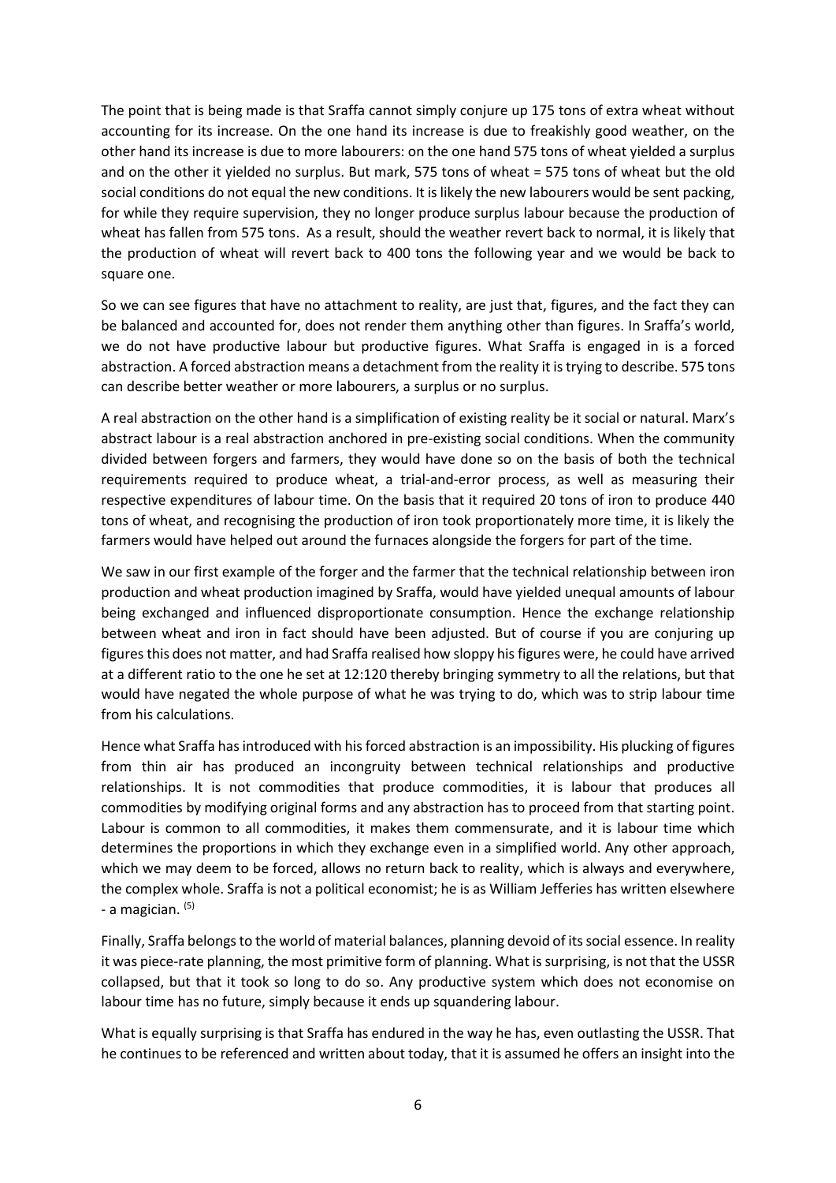The point that is being made is that Sraffa cannot simply conjure up 175 tons of extra wheat without accounting for its increase. On the one hand its increase is due to freakishly good weather, on the other hand its increase is due to more labourers: on the one hand 575 tons of wheat yielded a surplus and on the other it yielded no surplus. But mark, 575 tons of wheat = 575 tons of wheat but the old social conditions do not equal the new conditions. It is likely the new labourers would be sent packing, for while they require supervision, they no longer produce surplus labour because the production of wheat has fallen from 575 tons. As a result, should the weather revert back to normal, it is likely that the production of wheat will revert back to 400 tons the following year and we would be back to square one.

So we can see figures that have no attachment to reality, are just that, figures, and the fact they can be balanced and accounted for, does not render them anything other than figures. In Sraffa's world, we do not have productive labour but productive figures. What Sraffa is engaged in is a forced abstraction. A forced abstraction means a detachment from the reality it is trying to describe. 575 tons can describe better weather or more labourers, a surplus or no surplus.

A real abstraction on the other hand is a simplification of existing reality be it social or natural. Marx's abstract labour is a real abstraction anchored in pre-existing social conditions. When the community divided between forgers and farmers, they would have done so on the basis of both the technical requirements required to produce wheat, a trial-and-error process, as well as measuring their respective expenditures of labour time. On the basis that it required 20 tons of iron to produce 440 tons of wheat, and recognising the production of iron took proportionately more time, it is likely the farmers would have helped out around the furnaces alongside the forgers for part of the time.

We saw in our first example of the forger and the farmer that the technical relationship between iron production and wheat production imagined by Sraffa, would have yielded unequal amounts of labour being exchanged and influenced disproportionate consumption. Hence the exchange relationship between wheat and iron in fact should have been adjusted. But of course if you are conjuring up figures this does not matter, and had Sraffa realised how sloppy his figures were, he could have arrived at a different ratio to the one he set at 12:120 thereby bringing symmetry to all the relations, but that would have negated the whole purpose of what he was trying to do, which was to strip labour time from his calculations.

Hence what Sraffa has introduced with his forced abstraction is an impossibility. His plucking of figures from thin air has produced an incongruity between technical relationships and productive relationships. It is not commodities that produce commodities, it is labour that produces all commodities by modifying original forms and any abstraction has to proceed from that starting point. Labour is common to all commodities, it makes them commensurate, and it is labour time which determines the proportions in which they exchange even in a simplified world. Any other approach, which we may deem to be forced, allows no return back to reality, which is always and everywhere, the complex whole. Sraffa is not a political economist; he is as William Jefferies has written elsewhere - a magician. [5]

Finally, Sraffa belongs to the world of material balances, planning devoid of its social essence. In reality it was piece-rate planning, the most primitive form of planning. What is surprising, is not that the USSR collapsed, but that it took so long to do so. Any productive system which does not economise on labour time has no future, simply because it ends up squandering labour.

What is equally surprising is that Sraffa has endured in the way he has, even outlasting the USSR. That he continues to be referenced and written about today, that it is assumed he offers an insight into the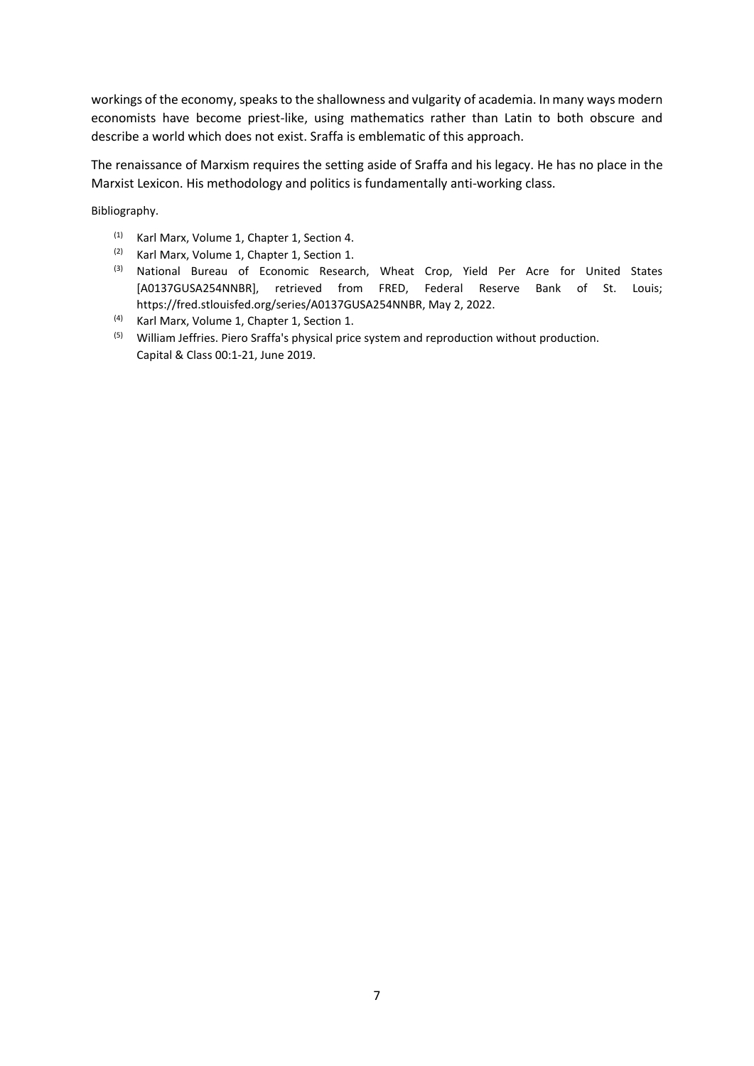workings of the economy, speaks to the shallowness and vulgarity of academia. In many ways modern economists have become priest-like, using mathematics rather than Latin to both obscure and describe a world which does not exist. Sraffa is emblematic of this approach.

The renaissance of Marxism requires the setting aside of Sraffa and his legacy. He has no place in the Marxist Lexicon. His methodology and politics is fundamentally anti-working class.

Bibliography.

(1) Karl Marx, Volume 1, Chapter 1, Section 4.
(2) Karl Marx, Volume 1, Chapter 1, Section 1.
(3) National Bureau of Economic Research, Wheat Crop, Yield Per Acre for United States [A0137GUSA254NNBR], retrieved from FRED, Federal Reserve Bank of St. Louis; https://fred.stlouisfed.org/series/A0137GUSA254NNBR, May 2, 2022.
(4) Karl Marx, Volume 1, Chapter 1, Section 1.
(5) William Jeffries. Piero Sraffa's physical price system and reproduction without production. Capital & Class 00:1-21, June 2019.